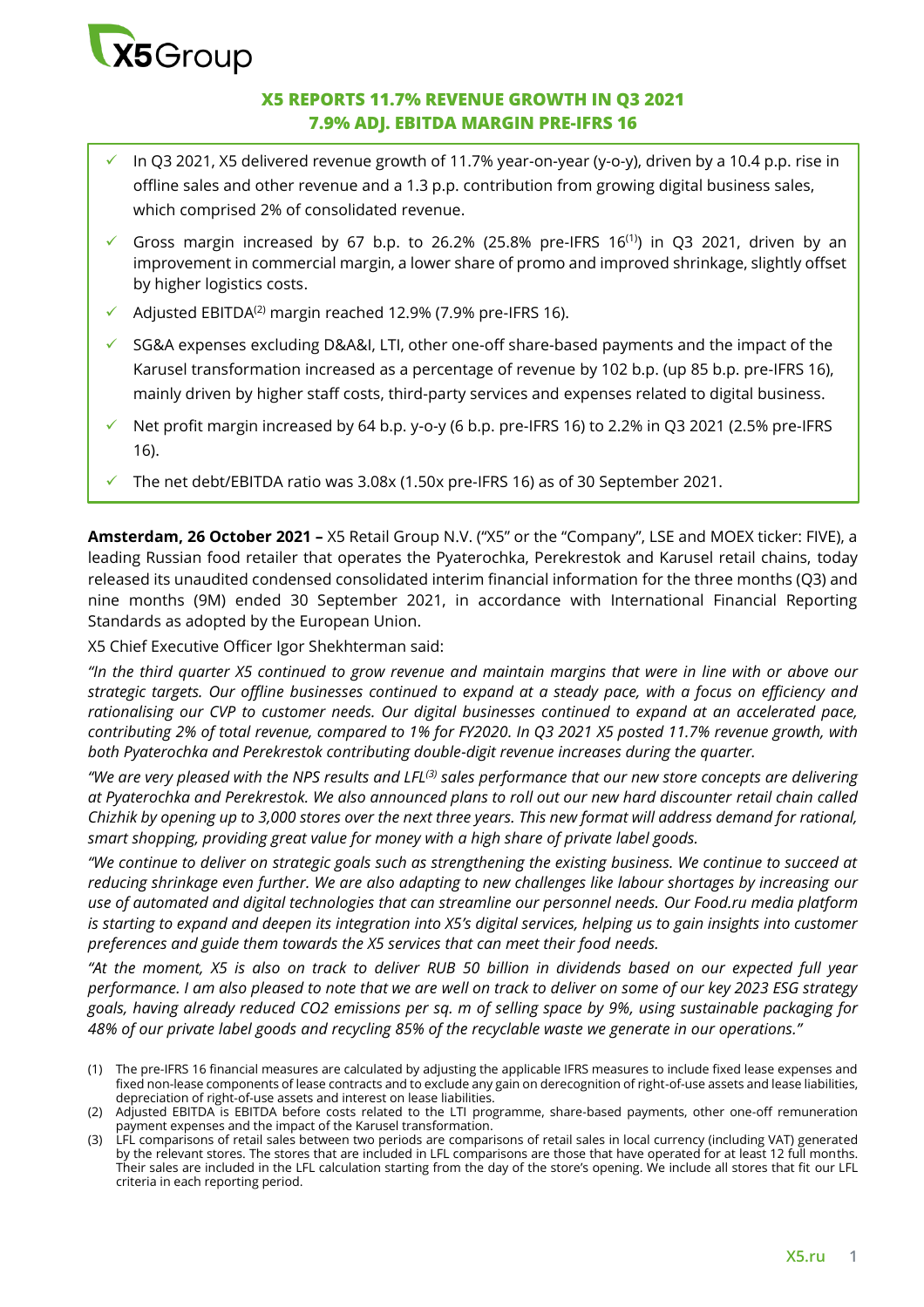# X5 REPORTS 11.7% REVENUE GROWTH IN Q3 2021
# 7.9% ADJ. EBITDA MARGIN PRE-IFRS 16

- ✓ In Q3 2021, X5 delivered revenue growth of 11.7% year-on-year (y-o-y), driven by a 10.4 p.p. rise in offline sales and other revenue and a 1.3 p.p. contribution from growing digital business sales, which comprised 2% of consolidated revenue.
- ✓ Gross margin increased by 67 b.p. to 26.2% (25.8% pre-IFRS 16[1]) in Q3 2021, driven by an improvement in commercial margin, a lower share of promo and improved shrinkage, slightly offset by higher logistics costs.
- ✓ Adjusted EBITDA[2] margin reached 12.9% (7.9% pre-IFRS 16).
- ✓ SG&A expenses excluding D&A&I, LTI, other one-off share-based payments and the impact of the Karusel transformation increased as a percentage of revenue by 102 b.p. (up 85 b.p. pre-IFRS 16), mainly driven by higher staff costs, third-party services and expenses related to digital business.
- ✓ Net profit margin increased by 64 b.p. y-o-y (6 b.p. pre-IFRS 16) to 2.2% in Q3 2021 (2.5% pre-IFRS 16).
- ✓ The net debt/EBITDA ratio was 3.08x (1.50x pre-IFRS 16) as of 30 September 2021.

**Amsterdam, 26 October 2021 –** X5 Retail Group N.V. ("X5" or the "Company", LSE and MOEX ticker: FIVE), a leading Russian food retailer that operates the Pyaterochka, Perekrestok and Karusel retail chains, today released its unaudited condensed consolidated interim financial information for the three months (Q3) and nine months (9M) ended 30 September 2021, in accordance with International Financial Reporting Standards as adopted by the European Union.

X5 Chief Executive Officer Igor Shekhterman said:

*"In the third quarter X5 continued to grow revenue and maintain margins that were in line with or above our strategic targets. Our offline businesses continued to expand at a steady pace, with a focus on efficiency and rationalising our CVP to customer needs. Our digital businesses continued to expand at an accelerated pace, contributing 2% of total revenue, compared to 1% for FY2020. In Q3 2021 X5 posted 11.7% revenue growth, with both Pyaterochka and Perekrestok contributing double-digit revenue increases during the quarter.*

*"We are very pleased with the NPS results and LFL[3] sales performance that our new store concepts are delivering at Pyaterochka and Perekrestok. We also announced plans to roll out our new hard discounter retail chain called Chizhik by opening up to 3,000 stores over the next three years. This new format will address demand for rational, smart shopping, providing great value for money with a high share of private label goods.*

*"We continue to deliver on strategic goals such as strengthening the existing business. We continue to succeed at reducing shrinkage even further. We are also adapting to new challenges like labour shortages by increasing our use of automated and digital technologies that can streamline our personnel needs. Our Food.ru media platform is starting to expand and deepen its integration into X5's digital services, helping us to gain insights into customer preferences and guide them towards the X5 services that can meet their food needs.*

*"At the moment, X5 is also on track to deliver RUB 50 billion in dividends based on our expected full year performance. I am also pleased to note that we are well on track to deliver on some of our key 2023 ESG strategy goals, having already reduced CO2 emissions per sq. m of selling space by 9%, using sustainable packaging for 48% of our private label goods and recycling 85% of the recyclable waste we generate in our operations."*

(1) The pre-IFRS 16 financial measures are calculated by adjusting the applicable IFRS measures to include fixed lease expenses and fixed non-lease components of lease contracts and to exclude any gain on derecognition of right-of-use assets and lease liabilities, depreciation of right-of-use assets and interest on lease liabilities.

(2) Adjusted EBITDA is EBITDA before costs related to the LTI programme, share-based payments, other one-off remuneration payment expenses and the impact of the Karusel transformation.

(3) LFL comparisons of retail sales between two periods are comparisons of retail sales in local currency (including VAT) generated by the relevant stores. The stores that are included in LFL comparisons are those that have operated for at least 12 full months. Their sales are included in the LFL calculation starting from the day of the store's opening. We include all stores that fit our LFL criteria in each reporting period.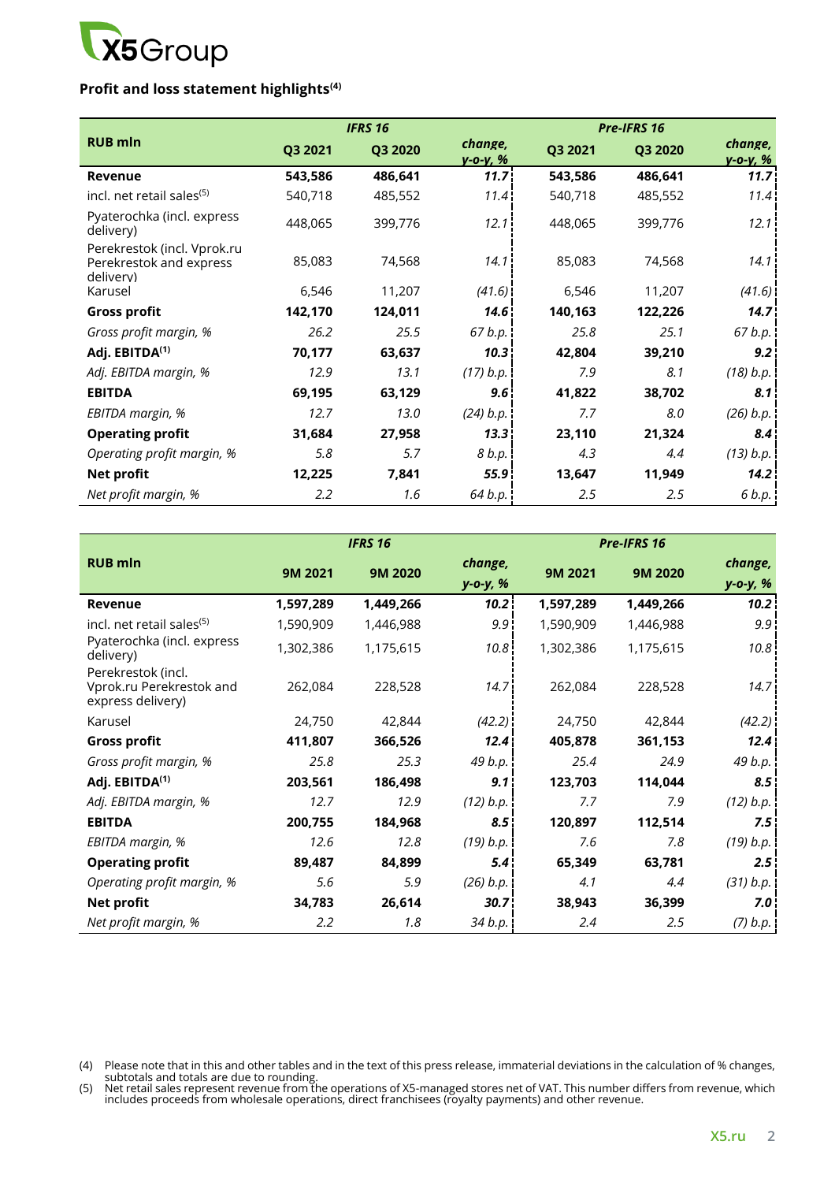### Profit and loss statement highlights[4]

| RUB mln | IFRS 16 | | | Pre-IFRS 16 | | |
|---|---|---|---|---|---|---|
| | Q3 2021 | Q3 2020 | *change, y-o-y, %* | Q3 2021 | Q3 2020 | *change, y-o-y, %* |
| **Revenue** | **543,586** | **486,641** | ***11.7*** | **543,586** | **486,641** | ***11.7*** |
| incl. net retail sales[5] | 540,718 | 485,552 | *11.4* | 540,718 | 485,552 | *11.4* |
| Pyaterochka (incl. express delivery) | 448,065 | 399,776 | *12.1* | 448,065 | 399,776 | *12.1* |
| Perekrestok (incl. Vprok.ru Perekrestok and express delivery) | 85,083 | 74,568 | *14.1* | 85,083 | 74,568 | *14.1* |
| Karusel | 6,546 | 11,207 | *(41.6)* | 6,546 | 11,207 | *(41.6)* |
| **Gross profit** | **142,170** | **124,011** | ***14.6*** | **140,163** | **122,226** | ***14.7*** |
| *Gross profit margin, %* | *26.2* | *25.5* | *67 b.p.* | *25.8* | *25.1* | *67 b.p.* |
| **Adj. EBITDA[1]** | **70,177** | **63,637** | ***10.3*** | **42,804** | **39,210** | ***9.2*** |
| *Adj. EBITDA margin, %* | *12.9* | *13.1* | *(17) b.p.* | *7.9* | *8.1* | *(18) b.p.* |
| **EBITDA** | **69,195** | **63,129** | ***9.6*** | **41,822** | **38,702** | ***8.1*** |
| *EBITDA margin, %* | *12.7* | *13.0* | *(24) b.p.* | *7.7* | *8.0* | *(26) b.p.* |
| **Operating profit** | **31,684** | **27,958** | ***13.3*** | **23,110** | **21,324** | ***8.4*** |
| *Operating profit margin, %* | *5.8* | *5.7* | *8 b.p.* | *4.3* | *4.4* | *(13) b.p.* |
| **Net profit** | **12,225** | **7,841** | ***55.9*** | **13,647** | **11,949** | ***14.2*** |
| *Net profit margin, %* | *2.2* | *1.6* | *64 b.p.* | *2.5* | *2.5* | *6 b.p.* |

| RUB mln | IFRS 16 | | | Pre-IFRS 16 | | |
|---|---|---|---|---|---|---|
| | 9M 2021 | 9M 2020 | *change, y-o-y, %* | 9M 2021 | 9M 2020 | *change, y-o-y, %* |
| **Revenue** | **1,597,289** | **1,449,266** | ***10.2*** | **1,597,289** | **1,449,266** | ***10.2*** |
| incl. net retail sales[5] | 1,590,909 | 1,446,988 | *9.9* | 1,590,909 | 1,446,988 | *9.9* |
| Pyaterochka (incl. express delivery) | 1,302,386 | 1,175,615 | *10.8* | 1,302,386 | 1,175,615 | *10.8* |
| Perekrestok (incl. Vprok.ru Perekrestok and express delivery) | 262,084 | 228,528 | *14.7* | 262,084 | 228,528 | *14.7* |
| Karusel | 24,750 | 42,844 | *(42.2)* | 24,750 | 42,844 | *(42.2)* |
| **Gross profit** | **411,807** | **366,526** | ***12.4*** | **405,878** | **361,153** | ***12.4*** |
| *Gross profit margin, %* | *25.8* | *25.3* | *49 b.p.* | *25.4* | *24.9* | *49 b.p.* |
| **Adj. EBITDA[1]** | **203,561** | **186,498** | ***9.1*** | **123,703** | **114,044** | ***8.5*** |
| *Adj. EBITDA margin, %* | *12.7* | *12.9* | *(12) b.p.* | *7.7* | *7.9* | *(12) b.p.* |
| **EBITDA** | **200,755** | **184,968** | ***8.5*** | **120,897** | **112,514** | ***7.5*** |
| *EBITDA margin, %* | *12.6* | *12.8* | *(19) b.p.* | *7.6* | *7.8* | *(19) b.p.* |
| **Operating profit** | **89,487** | **84,899** | ***5.4*** | **65,349** | **63,781** | ***2.5*** |
| *Operating profit margin, %* | *5.6* | *5.9* | *(26) b.p.* | *4.1* | *4.4* | *(31) b.p.* |
| **Net profit** | **34,783** | **26,614** | ***30.7*** | **38,943** | **36,399** | ***7.0*** |
| *Net profit margin, %* | *2.2* | *1.8* | *34 b.p.* | *2.4* | *2.5* | *(7) b.p.* |

(4) Please note that in this and other tables and in the text of this press release, immaterial deviations in the calculation of % changes, subtotals and totals are due to rounding.
(5) Net retail sales represent revenue from the operations of X5-managed stores net of VAT. This number differs from revenue, which includes proceeds from wholesale operations, direct franchisees (royalty payments) and other revenue.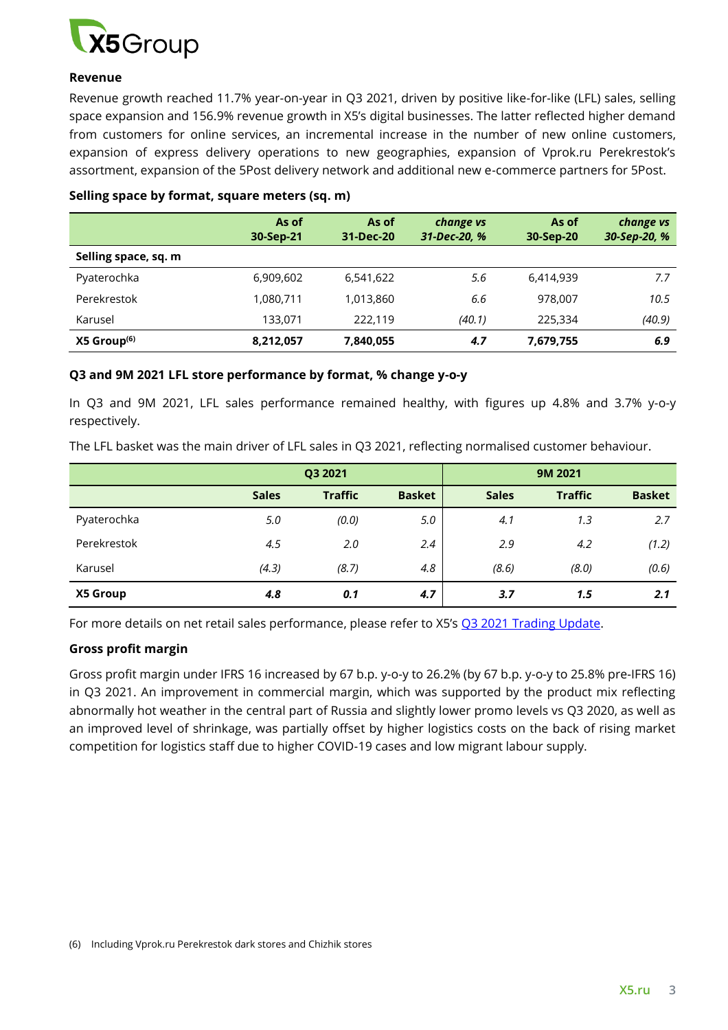**Revenue**

Revenue growth reached 11.7% year-on-year in Q3 2021, driven by positive like-for-like (LFL) sales, selling space expansion and 156.9% revenue growth in X5's digital businesses. The latter reflected higher demand from customers for online services, an incremental increase in the number of new online customers, expansion of express delivery operations to new geographies, expansion of Vprok.ru Perekrestok's assortment, expansion of the 5Post delivery network and additional new e-commerce partners for 5Post.

**Selling space by format, square meters (sq. m)**

| | As of 30-Sep-21 | As of 31-Dec-20 | *change vs 31-Dec-20, %* | As of 30-Sep-20 | *change vs 30-Sep-20, %* |
|---|---|---|---|---|---|
| **Selling space, sq. m** | | | | | |
| Pyaterochka | 6,909,602 | 6,541,622 | *5.6* | 6,414,939 | *7.7* |
| Perekrestok | 1,080,711 | 1,013,860 | *6.6* | 978,007 | *10.5* |
| Karusel | 133,071 | 222,119 | *(40.1)* | 225,334 | *(40.9)* |
| **X5 Group[(6)]** | **8,212,057** | **7,840,055** | ***4.7*** | **7,679,755** | ***6.9*** |

**Q3 and 9M 2021 LFL store performance by format, % change y-o-y**

In Q3 and 9M 2021, LFL sales performance remained healthy, with figures up 4.8% and 3.7% y-o-y respectively.

The LFL basket was the main driver of LFL sales in Q3 2021, reflecting normalised customer behaviour.

| | Q3 2021 | | | 9M 2021 | | |
|---|---|---|---|---|---|---|
| | **Sales** | **Traffic** | **Basket** | **Sales** | **Traffic** | **Basket** |
| Pyaterochka | *5.0* | *(0.0)* | *5.0* | *4.1* | *1.3* | *2.7* |
| Perekrestok | *4.5* | *2.0* | *2.4* | *2.9* | *4.2* | *(1.2)* |
| Karusel | *(4.3)* | *(8.7)* | *4.8* | *(8.6)* | *(8.0)* | *(0.6)* |
| **X5 Group** | ***4.8*** | ***0.1*** | ***4.7*** | ***3.7*** | ***1.5*** | ***2.1*** |

For more details on net retail sales performance, please refer to X5's [Q3 2021 Trading Update](Q3 2021 Trading Update).

**Gross profit margin**

Gross profit margin under IFRS 16 increased by 67 b.p. y-o-y to 26.2% (by 67 b.p. y-o-y to 25.8% pre-IFRS 16) in Q3 2021. An improvement in commercial margin, which was supported by the product mix reflecting abnormally hot weather in the central part of Russia and slightly lower promo levels vs Q3 2020, as well as an improved level of shrinkage, was partially offset by higher logistics costs on the back of rising market competition for logistics staff due to higher COVID-19 cases and low migrant labour supply.

(6) Including Vprok.ru Perekrestok dark stores and Chizhik stores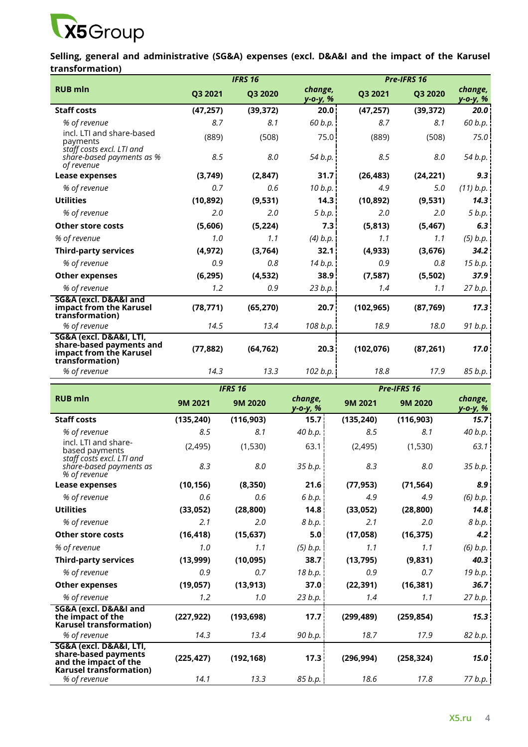**Selling, general and administrative (SG&A) expenses (excl. D&A&I and the impact of the Karusel transformation)**

| RUB mln | IFRS 16 | | | Pre-IFRS 16 | | |
|---|---|---|---|---|---|---|
| | Q3 2021 | Q3 2020 | *change, y-o-y, %* | Q3 2021 | Q3 2020 | *change, y-o-y, %* |
| **Staff costs** | **(47,257)** | **(39,372)** | **20.0** | **(47,257)** | **(39,372)** | ***20.0*** |
| *% of revenue* | *8.7* | *8.1* | *60 b.p.* | *8.7* | *8.1* | *60 b.p.* |
| incl. LTI and share-based payments | (889) | (508) | 75.0 | (889) | (508) | *75.0* |
| *staff costs excl. LTI and share-based payments as % of revenue* | *8.5* | *8.0* | *54 b.p.* | *8.5* | *8.0* | *54 b.p.* |
| **Lease expenses** | **(3,749)** | **(2,847)** | **31.7** | **(26,483)** | **(24,221)** | ***9.3*** |
| *% of revenue* | *0.7* | *0.6* | *10 b.p.* | *4.9* | *5.0* | *(11) b.p.* |
| **Utilities** | **(10,892)** | **(9,531)** | **14.3** | **(10,892)** | **(9,531)** | ***14.3*** |
| *% of revenue* | *2.0* | *2.0* | *5 b.p.* | *2.0* | *2.0* | *5 b.p.* |
| **Other store costs** | **(5,606)** | **(5,224)** | **7.3** | **(5,813)** | **(5,467)** | ***6.3*** |
| *% of revenue* | *1.0* | *1.1* | *(4) b.p.* | *1.1* | *1.1* | *(5) b.p.* |
| **Third-party services** | **(4,972)** | **(3,764)** | **32.1** | **(4,933)** | **(3,676)** | ***34.2*** |
| *% of revenue* | *0.9* | *0.8* | *14 b.p.* | *0.9* | *0.8* | *15 b.p.* |
| **Other expenses** | **(6,295)** | **(4,532)** | **38.9** | **(7,587)** | **(5,502)** | ***37.9*** |
| *% of revenue* | *1.2* | *0.9* | *23 b.p.* | *1.4* | *1.1* | *27 b.p.* |
| **SG&A (excl. D&A&I and impact from the Karusel transformation)** | **(78,771)** | **(65,270)** | **20.7** | **(102,965)** | **(87,769)** | ***17.3*** |
| *% of revenue* | *14.5* | *13.4* | *108 b.p.* | *18.9* | *18.0* | *91 b.p.* |
| **SG&A (excl. D&A&I, LTI, share-based payments and impact from the Karusel transformation)** | **(77,882)** | **(64,762)** | **20.3** | **(102,076)** | **(87,261)** | ***17.0*** |
| *% of revenue* | *14.3* | *13.3* | *102 b.p.* | *18.8* | *17.9* | *85 b.p.* |

| RUB mln | IFRS 16 | | | Pre-IFRS 16 | | |
|---|---|---|---|---|---|---|
| | 9M 2021 | 9M 2020 | *change, y-o-y, %* | 9M 2021 | 9M 2020 | *change, y-o-y, %* |
| **Staff costs** | **(135,240)** | **(116,903)** | **15.7** | **(135,240)** | **(116,903)** | ***15.7*** |
| *% of revenue* | *8.5* | *8.1* | *40 b.p.* | *8.5* | *8.1* | *40 b.p.* |
| incl. LTI and share-based payments | (2,495) | (1,530) | 63.1 | (2,495) | (1,530) | *63.1* |
| *staff costs excl. LTI and share-based payments as % of revenue* | *8.3* | *8.0* | *35 b.p.* | *8.3* | *8.0* | *35 b.p.* |
| **Lease expenses** | **(10,156)** | **(8,350)** | **21.6** | **(77,953)** | **(71,564)** | ***8.9*** |
| *% of revenue* | *0.6* | *0.6* | *6 b.p.* | *4.9* | *4.9* | *(6) b.p.* |
| **Utilities** | **(33,052)** | **(28,800)** | **14.8** | **(33,052)** | **(28,800)** | ***14.8*** |
| *% of revenue* | *2.1* | *2.0* | *8 b.p.* | *2.1* | *2.0* | *8 b.p.* |
| **Other store costs** | **(16,418)** | **(15,637)** | **5.0** | **(17,058)** | **(16,375)** | ***4.2*** |
| *% of revenue* | *1.0* | *1.1* | *(5) b.p.* | *1.1* | *1.1* | *(6) b.p.* |
| **Third-party services** | **(13,999)** | **(10,095)** | **38.7** | **(13,795)** | **(9,831)** | ***40.3*** |
| *% of revenue* | *0.9* | *0.7* | *18 b.p.* | *0.9* | *0.7* | *19 b.p.* |
| **Other expenses** | **(19,057)** | **(13,913)** | **37.0** | **(22,391)** | **(16,381)** | ***36.7*** |
| *% of revenue* | *1.2* | *1.0* | *23 b.p.* | *1.4* | *1.1* | *27 b.p.* |
| **SG&A (excl. D&A&I and the impact of the Karusel transformation)** | **(227,922)** | **(193,698)** | **17.7** | **(299,489)** | **(259,854)** | ***15.3*** |
| *% of revenue* | *14.3* | *13.4* | *90 b.p.* | *18.7* | *17.9* | *82 b.p.* |
| **SG&A (excl. D&A&I, LTI, share-based payments and the impact of the Karusel transformation)** | **(225,427)** | **(192,168)** | **17.3** | **(296,994)** | **(258,324)** | ***15.0*** |
| *% of revenue* | *14.1* | *13.3* | *85 b.p.* | *18.6* | *17.8* | *77 b.p.* |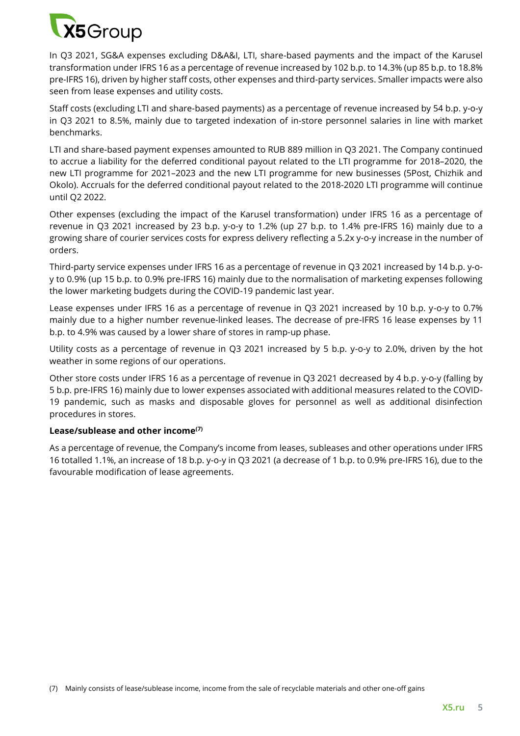In Q3 2021, SG&A expenses excluding D&A&I, LTI, share-based payments and the impact of the Karusel transformation under IFRS 16 as a percentage of revenue increased by 102 b.p. to 14.3% (up 85 b.p. to 18.8% pre-IFRS 16), driven by higher staff costs, other expenses and third-party services. Smaller impacts were also seen from lease expenses and utility costs.

Staff costs (excluding LTI and share-based payments) as a percentage of revenue increased by 54 b.p. y-o-y in Q3 2021 to 8.5%, mainly due to targeted indexation of in-store personnel salaries in line with market benchmarks.

LTI and share-based payment expenses amounted to RUB 889 million in Q3 2021. The Company continued to accrue a liability for the deferred conditional payout related to the LTI programme for 2018–2020, the new LTI programme for 2021–2023 and the new LTI programme for new businesses (5Post, Chizhik and Okolo). Accruals for the deferred conditional payout related to the 2018-2020 LTI programme will continue until Q2 2022.

Other expenses (excluding the impact of the Karusel transformation) under IFRS 16 as a percentage of revenue in Q3 2021 increased by 23 b.p. y-o-y to 1.2% (up 27 b.p. to 1.4% pre-IFRS 16) mainly due to a growing share of courier services costs for express delivery reflecting a 5.2x y-o-y increase in the number of orders.

Third-party service expenses under IFRS 16 as a percentage of revenue in Q3 2021 increased by 14 b.p. y-o-y to 0.9% (up 15 b.p. to 0.9% pre-IFRS 16) mainly due to the normalisation of marketing expenses following the lower marketing budgets during the COVID-19 pandemic last year.

Lease expenses under IFRS 16 as a percentage of revenue in Q3 2021 increased by 10 b.p. y-o-y to 0.7% mainly due to a higher number revenue-linked leases. The decrease of pre-IFRS 16 lease expenses by 11 b.p. to 4.9% was caused by a lower share of stores in ramp-up phase.

Utility costs as a percentage of revenue in Q3 2021 increased by 5 b.p. y-o-y to 2.0%, driven by the hot weather in some regions of our operations.

Other store costs under IFRS 16 as a percentage of revenue in Q3 2021 decreased by 4 b.p. y-o-y (falling by 5 b.p. pre-IFRS 16) mainly due to lower expenses associated with additional measures related to the COVID-19 pandemic, such as masks and disposable gloves for personnel as well as additional disinfection procedures in stores.

**Lease/sublease and other income[7]**

As a percentage of revenue, the Company's income from leases, subleases and other operations under IFRS 16 totalled 1.1%, an increase of 18 b.p. y-o-y in Q3 2021 (a decrease of 1 b.p. to 0.9% pre-IFRS 16), due to the favourable modification of lease agreements.

(7) Mainly consists of lease/sublease income, income from the sale of recyclable materials and other one-off gains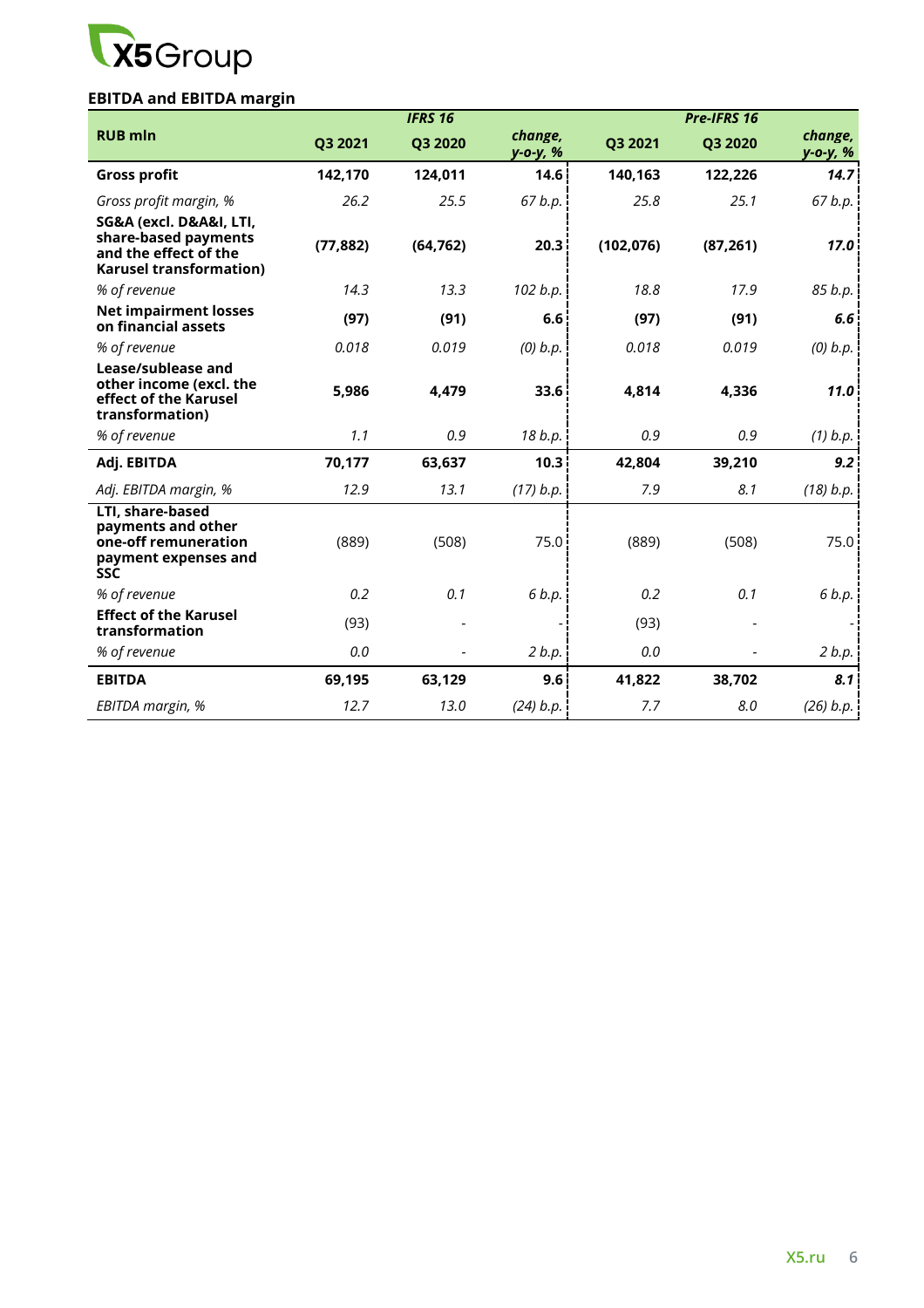### EBITDA and EBITDA margin

| RUB mln | IFRS 16 | | | Pre-IFRS 16 | | |
|---|---|---|---|---|---|---|
| | Q3 2021 | Q3 2020 | *change, y-o-y, %* | Q3 2021 | Q3 2020 | *change, y-o-y, %* |
| **Gross profit** | **142,170** | **124,011** | **14.6** | **140,163** | **122,226** | ***14.7*** |
| *Gross profit margin, %* | *26.2* | *25.5* | *67 b.p.* | *25.8* | *25.1* | *67 b.p.* |
| **SG&A (excl. D&A&I, LTI, share-based payments and the effect of the Karusel transformation)** | **(77,882)** | **(64,762)** | **20.3** | **(102,076)** | **(87,261)** | ***17.0*** |
| *% of revenue* | *14.3* | *13.3* | *102 b.p.* | *18.8* | *17.9* | *85 b.p.* |
| **Net impairment losses on financial assets** | **(97)** | **(91)** | **6.6** | **(97)** | **(91)** | ***6.6*** |
| *% of revenue* | *0.018* | *0.019* | *(0) b.p.* | *0.018* | *0.019* | *(0) b.p.* |
| **Lease/sublease and other income (excl. the effect of the Karusel transformation)** | **5,986** | **4,479** | **33.6** | **4,814** | **4,336** | ***11.0*** |
| *% of revenue* | *1.1* | *0.9* | *18 b.p.* | *0.9* | *0.9* | *(1) b.p.* |
| **Adj. EBITDA** | **70,177** | **63,637** | **10.3** | **42,804** | **39,210** | ***9.2*** |
| *Adj. EBITDA margin, %* | *12.9* | *13.1* | *(17) b.p.* | *7.9* | *8.1* | *(18) b.p.* |
| **LTI, share-based payments and other one-off remuneration payment expenses and SSC** | (889) | (508) | 75.0 | (889) | (508) | 75.0 |
| *% of revenue* | *0.2* | *0.1* | *6 b.p.* | *0.2* | *0.1* | *6 b.p.* |
| **Effect of the Karusel transformation** | (93) | - | - | (93) | - | - |
| *% of revenue* | *0.0* | - | *2 b.p.* | *0.0* | - | *2 b.p.* |
| **EBITDA** | **69,195** | **63,129** | **9.6** | **41,822** | **38,702** | ***8.1*** |
| *EBITDA margin, %* | *12.7* | *13.0* | *(24) b.p.* | *7.7* | *8.0* | *(26) b.p.* |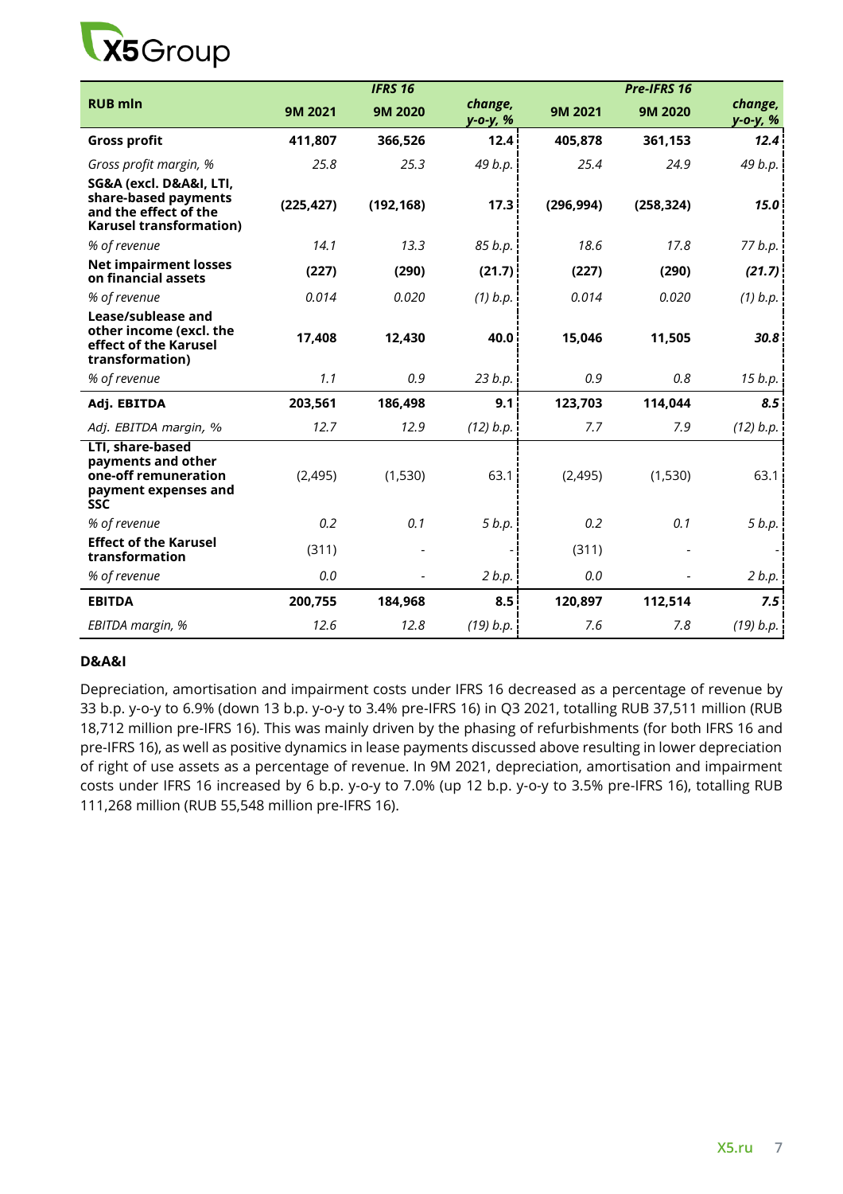| RUB mln | IFRS 16 | | | Pre-IFRS 16 | | |
|---|---|---|---|---|---|---|
| | 9M 2021 | 9M 2020 | *change, y-o-y, %* | 9M 2021 | 9M 2020 | *change, y-o-y, %* |
| **Gross profit** | **411,807** | **366,526** | **12.4** | **405,878** | **361,153** | ***12.4*** |
| *Gross profit margin, %* | *25.8* | *25.3* | *49 b.p.* | *25.4* | *24.9* | *49 b.p.* |
| **SG&A (excl. D&A&I, LTI, share-based payments and the effect of the Karusel transformation)** | **(225,427)** | **(192,168)** | **17.3** | **(296,994)** | **(258,324)** | ***15.0*** |
| *% of revenue* | *14.1* | *13.3* | *85 b.p.* | *18.6* | *17.8* | *77 b.p.* |
| **Net impairment losses on financial assets** | **(227)** | **(290)** | **(21.7)** | **(227)** | **(290)** | ***(21.7)*** |
| *% of revenue* | *0.014* | *0.020* | *(1) b.p.* | *0.014* | *0.020* | *(1) b.p.* |
| **Lease/sublease and other income (excl. the effect of the Karusel transformation)** | **17,408** | **12,430** | **40.0** | **15,046** | **11,505** | ***30.8*** |
| *% of revenue* | *1.1* | *0.9* | *23 b.p.* | *0.9* | *0.8* | *15 b.p.* |
| **Adj. EBITDA** | **203,561** | **186,498** | **9.1** | **123,703** | **114,044** | ***8.5*** |
| *Adj. EBITDA margin, %* | *12.7* | *12.9* | *(12) b.p.* | *7.7* | *7.9* | *(12) b.p.* |
| **LTI, share-based payments and other one-off remuneration payment expenses and SSC** | (2,495) | (1,530) | 63.1 | (2,495) | (1,530) | 63.1 |
| *% of revenue* | *0.2* | *0.1* | *5 b.p.* | *0.2* | *0.1* | *5 b.p.* |
| **Effect of the Karusel transformation** | (311) | - | - | (311) | - | - |
| *% of revenue* | *0.0* | - | *2 b.p.* | *0.0* | - | *2 b.p.* |
| **EBITDA** | **200,755** | **184,968** | **8.5** | **120,897** | **112,514** | ***7.5*** |
| *EBITDA margin, %* | *12.6* | *12.8* | *(19) b.p.* | *7.6* | *7.8* | *(19) b.p.* |

### D&A&I

Depreciation, amortisation and impairment costs under IFRS 16 decreased as a percentage of revenue by 33 b.p. y-o-y to 6.9% (down 13 b.p. y-o-y to 3.4% pre-IFRS 16) in Q3 2021, totalling RUB 37,511 million (RUB 18,712 million pre-IFRS 16). This was mainly driven by the phasing of refurbishments (for both IFRS 16 and pre-IFRS 16), as well as positive dynamics in lease payments discussed above resulting in lower depreciation of right of use assets as a percentage of revenue. In 9M 2021, depreciation, amortisation and impairment costs under IFRS 16 increased by 6 b.p. y-o-y to 7.0% (up 12 b.p. y-o-y to 3.5% pre-IFRS 16), totalling RUB 111,268 million (RUB 55,548 million pre-IFRS 16).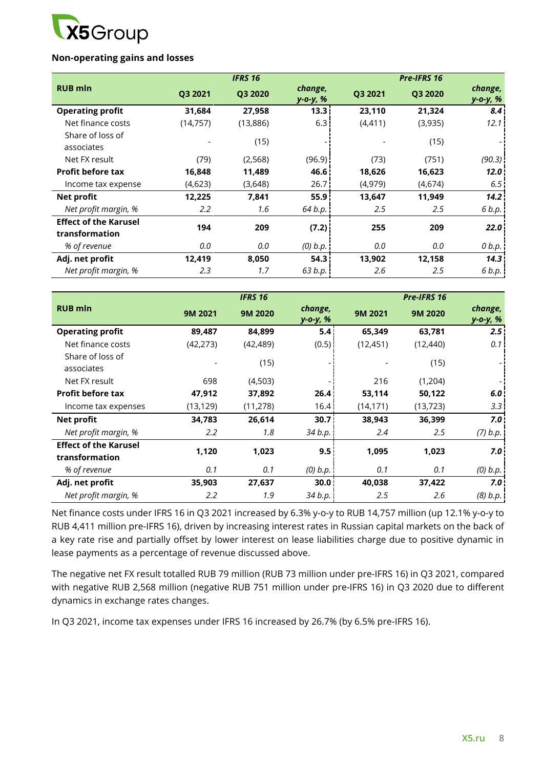### Non-operating gains and losses

| RUB mln | IFRS 16 | | | Pre-IFRS 16 | | |
|---|---|---|---|---|---|---|
| | Q3 2021 | Q3 2020 | *change, y-o-y, %* | Q3 2021 | Q3 2020 | *change, y-o-y, %* |
| **Operating profit** | **31,684** | **27,958** | **13.3** | **23,110** | **21,324** | ***8.4*** |
| Net finance costs | (14,757) | (13,886) | 6.3 | (4,411) | (3,935) | *12.1* |
| Share of loss of associates | - | (15) | - | - | (15) | - |
| Net FX result | (79) | (2,568) | (96.9) | (73) | (751) | *(90.3)* |
| **Profit before tax** | **16,848** | **11,489** | **46.6** | **18,626** | **16,623** | ***12.0*** |
| Income tax expense | (4,623) | (3,648) | 26.7 | (4,979) | (4,674) | *6.5* |
| **Net profit** | **12,225** | **7,841** | **55.9** | **13,647** | **11,949** | ***14.2*** |
| *Net profit margin, %* | *2.2* | *1.6* | *64 b.p.* | *2.5* | *2.5* | *6 b.p.* |
| **Effect of the Karusel transformation** | **194** | **209** | **(7.2)** | **255** | **209** | ***22.0*** |
| *% of revenue* | *0.0* | *0.0* | *(0) b.p.* | *0.0* | *0.0* | *0 b.p.* |
| **Adj. net profit** | **12,419** | **8,050** | **54.3** | **13,902** | **12,158** | ***14.3*** |
| *Net profit margin, %* | *2.3* | *1.7* | *63 b.p.* | *2.6* | *2.5* | *6 b.p.* |

| RUB mln | IFRS 16 | | | Pre-IFRS 16 | | |
|---|---|---|---|---|---|---|
| | 9M 2021 | 9M 2020 | *change, y-o-y, %* | 9M 2021 | 9M 2020 | *change, y-o-y, %* |
| **Operating profit** | **89,487** | **84,899** | **5.4** | **65,349** | **63,781** | ***2.5*** |
| Net finance costs | (42,273) | (42,489) | (0.5) | (12,451) | (12,440) | *0.1* |
| Share of loss of associates | - | (15) | - | - | (15) | - |
| Net FX result | 698 | (4,503) | - | 216 | (1,204) | - |
| **Profit before tax** | **47,912** | **37,892** | **26.4** | **53,114** | **50,122** | ***6.0*** |
| Income tax expenses | (13,129) | (11,278) | 16.4 | (14,171) | (13,723) | *3.3* |
| **Net profit** | **34,783** | **26,614** | **30.7** | **38,943** | **36,399** | ***7.0*** |
| *Net profit margin, %* | *2.2* | *1.8* | *34 b.p.* | *2.4* | *2.5* | *(7) b.p.* |
| **Effect of the Karusel transformation** | **1,120** | **1,023** | **9.5** | **1,095** | **1,023** | ***7.0*** |
| *% of revenue* | *0.1* | *0.1* | *(0) b.p.* | *0.1* | *0.1* | *(0) b.p.* |
| **Adj. net profit** | **35,903** | **27,637** | **30.0** | **40,038** | **37,422** | ***7.0*** |
| *Net profit margin, %* | *2.2* | *1.9* | *34 b.p.* | *2.5* | *2.6* | *(8) b.p.* |

Net finance costs under IFRS 16 in Q3 2021 increased by 6.3% y-o-y to RUB 14,757 million (up 12.1% y-o-y to RUB 4,411 million pre-IFRS 16), driven by increasing interest rates in Russian capital markets on the back of a key rate rise and partially offset by lower interest on lease liabilities charge due to positive dynamic in lease payments as a percentage of revenue discussed above.

The negative net FX result totalled RUB 79 million (RUB 73 million under pre-IFRS 16) in Q3 2021, compared with negative RUB 2,568 million (negative RUB 751 million under pre-IFRS 16) in Q3 2020 due to different dynamics in exchange rates changes.

In Q3 2021, income tax expenses under IFRS 16 increased by 26.7% (by 6.5% pre-IFRS 16).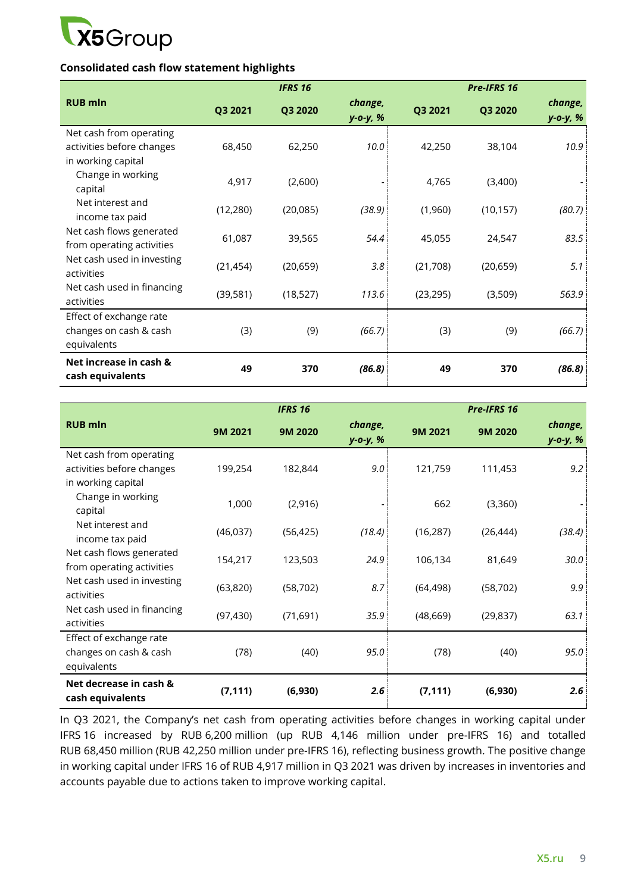### Consolidated cash flow statement highlights

| RUB mln | IFRS 16 | | | Pre-IFRS 16 | | |
|---|---|---|---|---|---|---|
| | Q3 2021 | Q3 2020 | change, y-o-y, % | Q3 2021 | Q3 2020 | change, y-o-y, % |
| Net cash from operating activities before changes in working capital | 68,450 | 62,250 | *10.0* | 42,250 | 38,104 | *10.9* |
| Change in working capital | 4,917 | (2,600) | - | 4,765 | (3,400) | - |
| Net interest and income tax paid | (12,280) | (20,085) | *(38.9)* | (1,960) | (10,157) | *(80.7)* |
| Net cash flows generated from operating activities | 61,087 | 39,565 | *54.4* | 45,055 | 24,547 | *83.5* |
| Net cash used in investing activities | (21,454) | (20,659) | *3.8* | (21,708) | (20,659) | *5.1* |
| Net cash used in financing activities | (39,581) | (18,527) | *113.6* | (23,295) | (3,509) | *563.9* |
| Effect of exchange rate changes on cash & cash equivalents | (3) | (9) | *(66.7)* | (3) | (9) | *(66.7)* |
| **Net increase in cash & cash equivalents** | **49** | **370** | ***(86.8)*** | **49** | **370** | ***(86.8)*** |

| RUB mln | IFRS 16 | | | Pre-IFRS 16 | | |
|---|---|---|---|---|---|---|
| | 9M 2021 | 9M 2020 | change, y-o-y, % | 9M 2021 | 9M 2020 | change, y-o-y, % |
| Net cash from operating activities before changes in working capital | 199,254 | 182,844 | *9.0* | 121,759 | 111,453 | *9.2* |
| Change in working capital | 1,000 | (2,916) | - | 662 | (3,360) | - |
| Net interest and income tax paid | (46,037) | (56,425) | *(18.4)* | (16,287) | (26,444) | *(38.4)* |
| Net cash flows generated from operating activities | 154,217 | 123,503 | *24.9* | 106,134 | 81,649 | *30.0* |
| Net cash used in investing activities | (63,820) | (58,702) | *8.7* | (64,498) | (58,702) | *9.9* |
| Net cash used in financing activities | (97,430) | (71,691) | *35.9* | (48,669) | (29,837) | *63.1* |
| Effect of exchange rate changes on cash & cash equivalents | (78) | (40) | *95.0* | (78) | (40) | *95.0* |
| **Net decrease in cash & cash equivalents** | **(7,111)** | **(6,930)** | ***2.6*** | **(7,111)** | **(6,930)** | ***2.6*** |

In Q3 2021, the Company's net cash from operating activities before changes in working capital under IFRS 16 increased by RUB 6,200 million (up RUB 4,146 million under pre-IFRS 16) and totalled RUB 68,450 million (RUB 42,250 million under pre-IFRS 16), reflecting business growth. The positive change in working capital under IFRS 16 of RUB 4,917 million in Q3 2021 was driven by increases in inventories and accounts payable due to actions taken to improve working capital.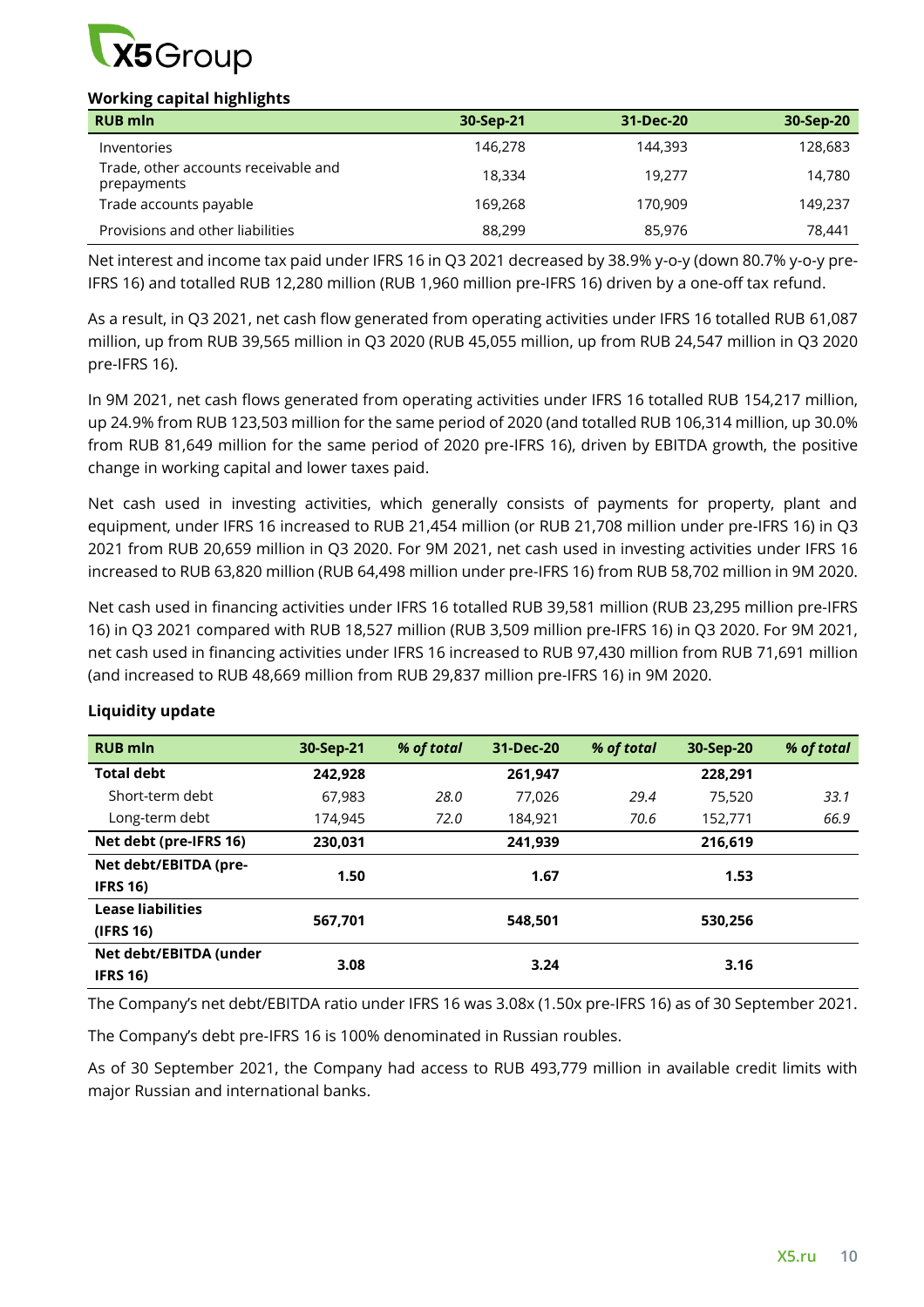### Working capital highlights

| RUB mln | 30-Sep-21 | 31-Dec-20 | 30-Sep-20 |
|---|---|---|---|
| Inventories | 146,278 | 144,393 | 128,683 |
| Trade, other accounts receivable and prepayments | 18,334 | 19,277 | 14,780 |
| Trade accounts payable | 169,268 | 170,909 | 149,237 |
| Provisions and other liabilities | 88,299 | 85,976 | 78,441 |

Net interest and income tax paid under IFRS 16 in Q3 2021 decreased by 38.9% y-o-y (down 80.7% y-o-y pre-IFRS 16) and totalled RUB 12,280 million (RUB 1,960 million pre-IFRS 16) driven by a one-off tax refund.

As a result, in Q3 2021, net cash flow generated from operating activities under IFRS 16 totalled RUB 61,087 million, up from RUB 39,565 million in Q3 2020 (RUB 45,055 million, up from RUB 24,547 million in Q3 2020 pre-IFRS 16).

In 9M 2021, net cash flows generated from operating activities under IFRS 16 totalled RUB 154,217 million, up 24.9% from RUB 123,503 million for the same period of 2020 (and totalled RUB 106,314 million, up 30.0% from RUB 81,649 million for the same period of 2020 pre-IFRS 16), driven by EBITDA growth, the positive change in working capital and lower taxes paid.

Net cash used in investing activities, which generally consists of payments for property, plant and equipment, under IFRS 16 increased to RUB 21,454 million (or RUB 21,708 million under pre-IFRS 16) in Q3 2021 from RUB 20,659 million in Q3 2020. For 9M 2021, net cash used in investing activities under IFRS 16 increased to RUB 63,820 million (RUB 64,498 million under pre-IFRS 16) from RUB 58,702 million in 9M 2020.

Net cash used in financing activities under IFRS 16 totalled RUB 39,581 million (RUB 23,295 million pre-IFRS 16) in Q3 2021 compared with RUB 18,527 million (RUB 3,509 million pre-IFRS 16) in Q3 2020. For 9M 2021, net cash used in financing activities under IFRS 16 increased to RUB 97,430 million from RUB 71,691 million (and increased to RUB 48,669 million from RUB 29,837 million pre-IFRS 16) in 9M 2020.

### Liquidity update

| RUB mln | 30-Sep-21 | *% of total* | 31-Dec-20 | *% of total* | 30-Sep-20 | *% of total* |
|---|---|---|---|---|---|---|
| **Total debt** | **242,928** | | **261,947** | | **228,291** | |
| Short-term debt | 67,983 | *28.0* | 77,026 | *29.4* | 75,520 | *33.1* |
| Long-term debt | 174,945 | *72.0* | 184,921 | *70.6* | 152,771 | *66.9* |
| **Net debt (pre-IFRS 16)** | **230,031** | | **241,939** | | **216,619** | |
| **Net debt/EBITDA (pre-IFRS 16)** | **1.50** | | **1.67** | | **1.53** | |
| **Lease liabilities (IFRS 16)** | **567,701** | | **548,501** | | **530,256** | |
| **Net debt/EBITDA (under IFRS 16)** | **3.08** | | **3.24** | | **3.16** | |

The Company's net debt/EBITDA ratio under IFRS 16 was 3.08x (1.50x pre-IFRS 16) as of 30 September 2021.

The Company's debt pre-IFRS 16 is 100% denominated in Russian roubles.

As of 30 September 2021, the Company had access to RUB 493,779 million in available credit limits with major Russian and international banks.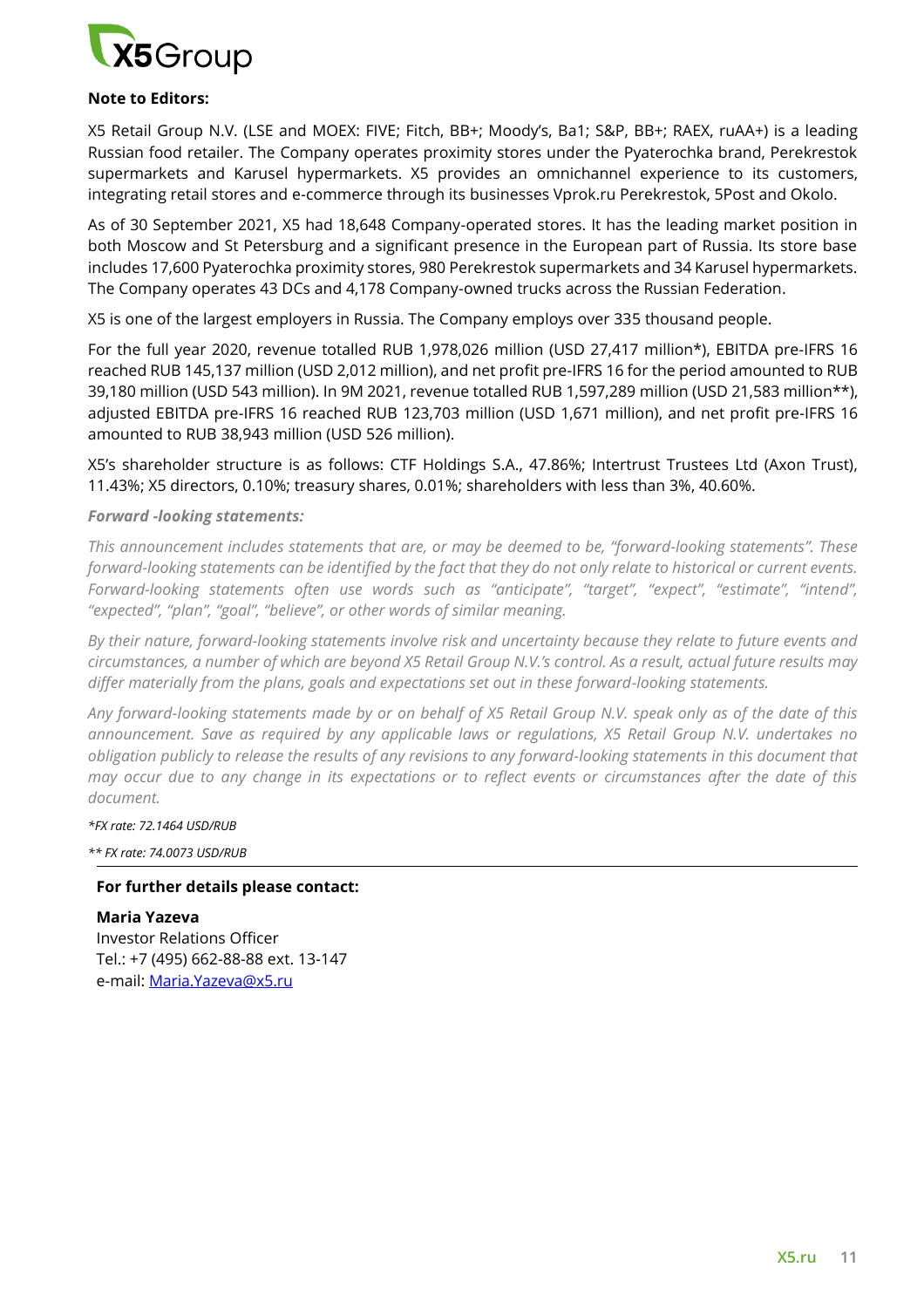**Note to Editors:**

X5 Retail Group N.V. (LSE and MOEX: FIVE; Fitch, BB+; Moody's, Ba1; S&P, BB+; RAEX, ruAA+) is a leading Russian food retailer. The Company operates proximity stores under the Pyaterochka brand, Perekrestok supermarkets and Karusel hypermarkets. X5 provides an omnichannel experience to its customers, integrating retail stores and e-commerce through its businesses Vprok.ru Perekrestok, 5Post and Okolo.

As of 30 September 2021, X5 had 18,648 Company-operated stores. It has the leading market position in both Moscow and St Petersburg and a significant presence in the European part of Russia. Its store base includes 17,600 Pyaterochka proximity stores, 980 Perekrestok supermarkets and 34 Karusel hypermarkets. The Company operates 43 DCs and 4,178 Company-owned trucks across the Russian Federation.

X5 is one of the largest employers in Russia. The Company employs over 335 thousand people.

For the full year 2020, revenue totalled RUB 1,978,026 million (USD 27,417 million*), EBITDA pre-IFRS 16 reached RUB 145,137 million (USD 2,012 million), and net profit pre-IFRS 16 for the period amounted to RUB 39,180 million (USD 543 million). In 9M 2021, revenue totalled RUB 1,597,289 million (USD 21,583 million**), adjusted EBITDA pre-IFRS 16 reached RUB 123,703 million (USD 1,671 million), and net profit pre-IFRS 16 amounted to RUB 38,943 million (USD 526 million).

X5's shareholder structure is as follows: CTF Holdings S.A., 47.86%; Intertrust Trustees Ltd (Axon Trust), 11.43%; X5 directors, 0.10%; treasury shares, 0.01%; shareholders with less than 3%, 40.60%.

***Forward -looking statements:***

*This announcement includes statements that are, or may be deemed to be, "forward-looking statements". These forward-looking statements can be identified by the fact that they do not only relate to historical or current events. Forward-looking statements often use words such as "anticipate", "target", "expect", "estimate", "intend", "expected", "plan", "goal", "believe", or other words of similar meaning.*

*By their nature, forward-looking statements involve risk and uncertainty because they relate to future events and circumstances, a number of which are beyond X5 Retail Group N.V.'s control. As a result, actual future results may differ materially from the plans, goals and expectations set out in these forward-looking statements.*

*Any forward-looking statements made by or on behalf of X5 Retail Group N.V. speak only as of the date of this announcement. Save as required by any applicable laws or regulations, X5 Retail Group N.V. undertakes no obligation publicly to release the results of any revisions to any forward-looking statements in this document that may occur due to any change in its expectations or to reflect events or circumstances after the date of this document.*

*\*FX rate: 72.1464 USD/RUB*

*\*\* FX rate: 74.0073 USD/RUB*

---

**For further details please contact:**

**Maria Yazeva**
Investor Relations Officer
Tel.: +7 (495) 662-88-88 ext. 13-147
e-mail: Maria.Yazeva@x5.ru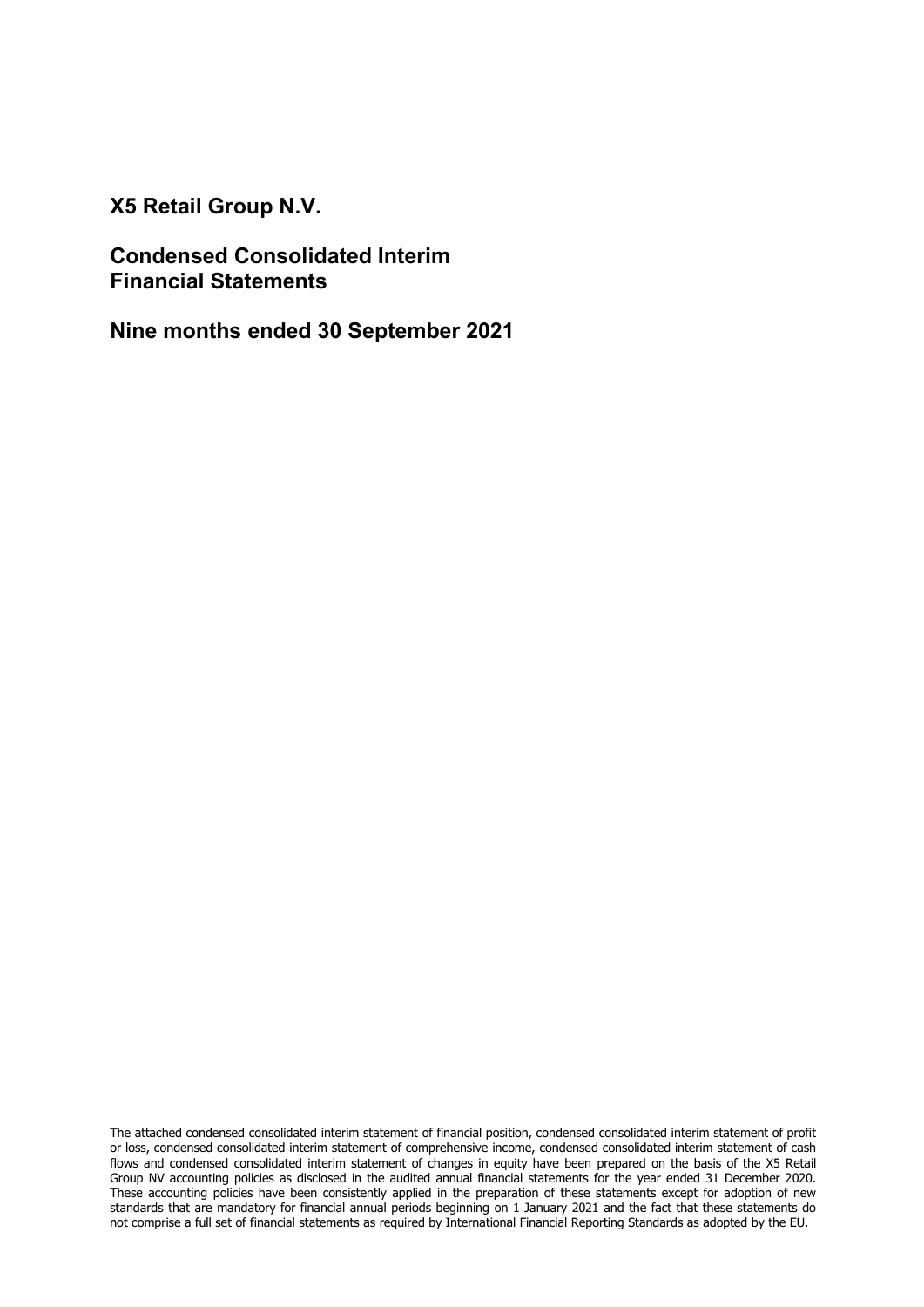# X5 Retail Group N.V.

## Condensed Consolidated Interim Financial Statements

## Nine months ended 30 September 2021

The attached condensed consolidated interim statement of financial position, condensed consolidated interim statement of profit or loss, condensed consolidated interim statement of comprehensive income, condensed consolidated interim statement of cash flows and condensed consolidated interim statement of changes in equity have been prepared on the basis of the X5 Retail Group NV accounting policies as disclosed in the audited annual financial statements for the year ended 31 December 2020. These accounting policies have been consistently applied in the preparation of these statements except for adoption of new standards that are mandatory for financial annual periods beginning on 1 January 2021 and the fact that these statements do not comprise a full set of financial statements as required by International Financial Reporting Standards as adopted by the EU.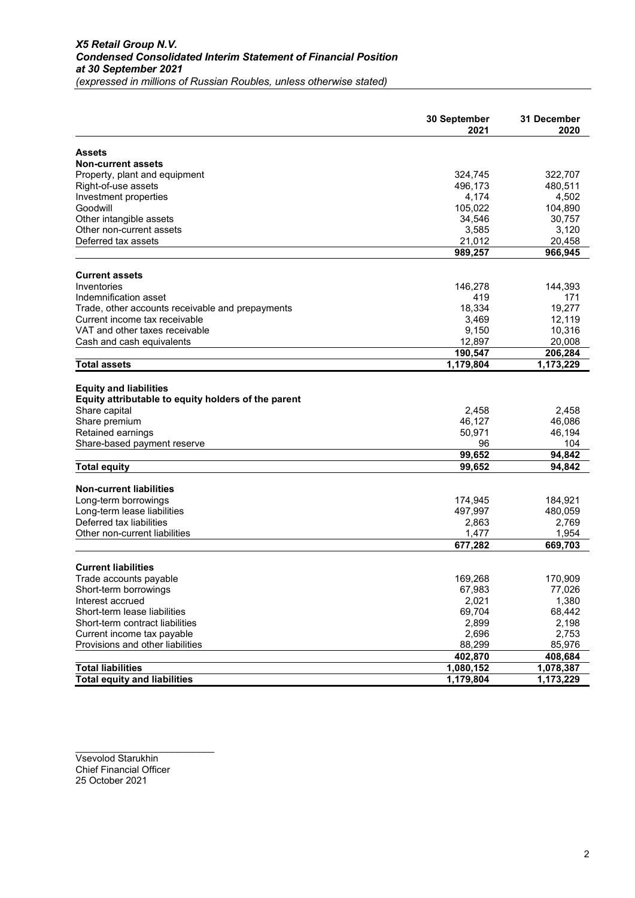***X5 Retail Group N.V.***
***Condensed Consolidated Interim Statement of Financial Position***
***at 30 September 2021***
*(expressed in millions of Russian Roubles, unless otherwise stated)*

| | 30 September 2021 | 31 December 2020 |
|---|---|---|
| **Assets** | | |
| **Non-current assets** | | |
| Property, plant and equipment | 324,745 | 322,707 |
| Right-of-use assets | 496,173 | 480,511 |
| Investment properties | 4,174 | 4,502 |
| Goodwill | 105,022 | 104,890 |
| Other intangible assets | 34,546 | 30,757 |
| Other non-current assets | 3,585 | 3,120 |
| Deferred tax assets | 21,012 | 20,458 |
| | **989,257** | **966,945** |
| **Current assets** | | |
| Inventories | 146,278 | 144,393 |
| Indemnification asset | 419 | 171 |
| Trade, other accounts receivable and prepayments | 18,334 | 19,277 |
| Current income tax receivable | 3,469 | 12,119 |
| VAT and other taxes receivable | 9,150 | 10,316 |
| Cash and cash equivalents | 12,897 | 20,008 |
| | **190,547** | **206,284** |
| **Total assets** | **1,179,804** | **1,173,229** |
| **Equity and liabilities** | | |
| **Equity attributable to equity holders of the parent** | | |
| Share capital | 2,458 | 2,458 |
| Share premium | 46,127 | 46,086 |
| Retained earnings | 50,971 | 46,194 |
| Share-based payment reserve | 96 | 104 |
| | **99,652** | **94,842** |
| **Total equity** | **99,652** | **94,842** |
| **Non-current liabilities** | | |
| Long-term borrowings | 174,945 | 184,921 |
| Long-term lease liabilities | 497,997 | 480,059 |
| Deferred tax liabilities | 2,863 | 2,769 |
| Other non-current liabilities | 1,477 | 1,954 |
| | **677,282** | **669,703** |
| **Current liabilities** | | |
| Trade accounts payable | 169,268 | 170,909 |
| Short-term borrowings | 67,983 | 77,026 |
| Interest accrued | 2,021 | 1,380 |
| Short-term lease liabilities | 69,704 | 68,442 |
| Short-term contract liabilities | 2,899 | 2,198 |
| Current income tax payable | 2,696 | 2,753 |
| Provisions and other liabilities | 88,299 | 85,976 |
| | **402,870** | **408,684** |
| **Total liabilities** | **1,080,152** | **1,078,387** |
| **Total equity and liabilities** | **1,179,804** | **1,173,229** |

\_\_\_\_\_\_\_\_\_\_\_\_\_\_\_\_\_\_\_\_\_\_\_\_\_\_

Vsevolod Starukhin
Chief Financial Officer
25 October 2021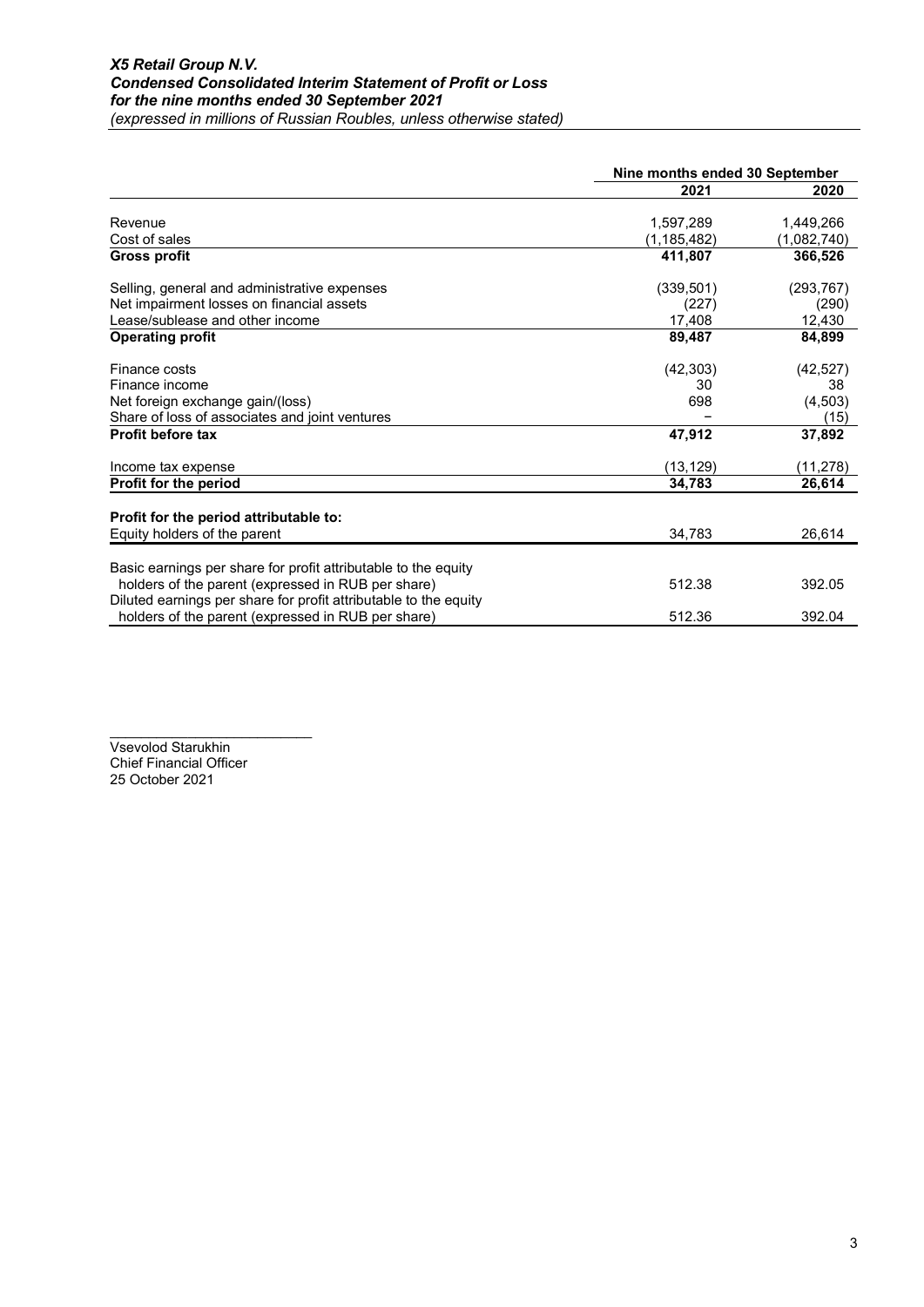***X5 Retail Group N.V.***
***Condensed Consolidated Interim Statement of Profit or Loss***
***for the nine months ended 30 September 2021***
*(expressed in millions of Russian Roubles, unless otherwise stated)*

| | Nine months ended 30 September | |
|---|---|---|
| | **2021** | **2020** |
| Revenue | 1,597,289 | 1,449,266 |
| Cost of sales | (1,185,482) | (1,082,740) |
| **Gross profit** | **411,807** | **366,526** |
| Selling, general and administrative expenses | (339,501) | (293,767) |
| Net impairment losses on financial assets | (227) | (290) |
| Lease/sublease and other income | 17,408 | 12,430 |
| **Operating profit** | **89,487** | **84,899** |
| Finance costs | (42,303) | (42,527) |
| Finance income | 30 | 38 |
| Net foreign exchange gain/(loss) | 698 | (4,503) |
| Share of loss of associates and joint ventures | – | (15) |
| **Profit before tax** | **47,912** | **37,892** |
| Income tax expense | (13,129) | (11,278) |
| **Profit for the period** | **34,783** | **26,614** |
| **Profit for the period attributable to:** | | |
| Equity holders of the parent | 34,783 | 26,614 |
| Basic earnings per share for profit attributable to the equity holders of the parent (expressed in RUB per share) | 512.38 | 392.05 |
| Diluted earnings per share for profit attributable to the equity holders of the parent (expressed in RUB per share) | 512.36 | 392.04 |

\_\_\_\_\_\_\_\_\_\_\_\_\_\_\_\_\_\_\_\_\_\_\_\_\_\_\_

Vsevolod Starukhin
Chief Financial Officer
25 October 2021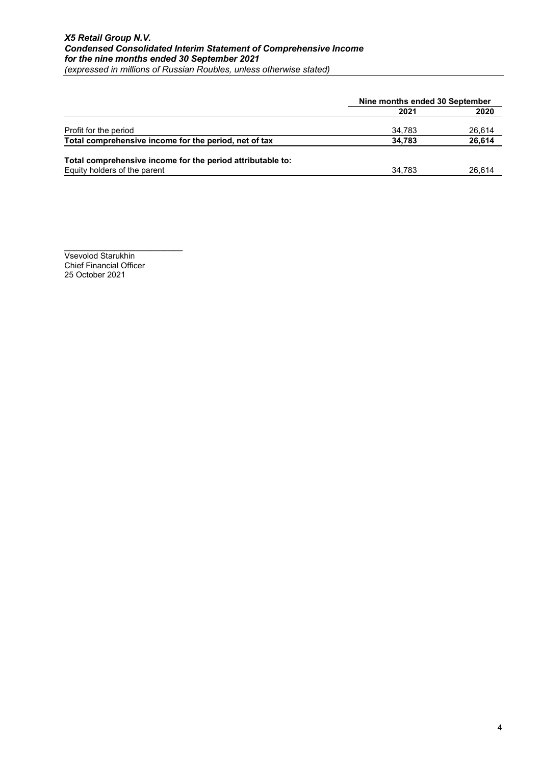***X5 Retail Group N.V.***
***Condensed Consolidated Interim Statement of Comprehensive Income***
***for the nine months ended 30 September 2021***
*(expressed in millions of Russian Roubles, unless otherwise stated)*

| | Nine months ended 30 September | |
|---|---|---|
| | **2021** | **2020** |
| Profit for the period | 34,783 | 26,614 |
| **Total comprehensive income for the period, net of tax** | **34,783** | **26,614** |
| **Total comprehensive income for the period attributable to:** | | |
| Equity holders of the parent | 34,783 | 26,614 |

\_\_\_\_\_\_\_\_\_\_\_\_\_\_\_\_\_\_\_\_\_\_\_\_\_\_
Vsevolod Starukhin
Chief Financial Officer
25 October 2021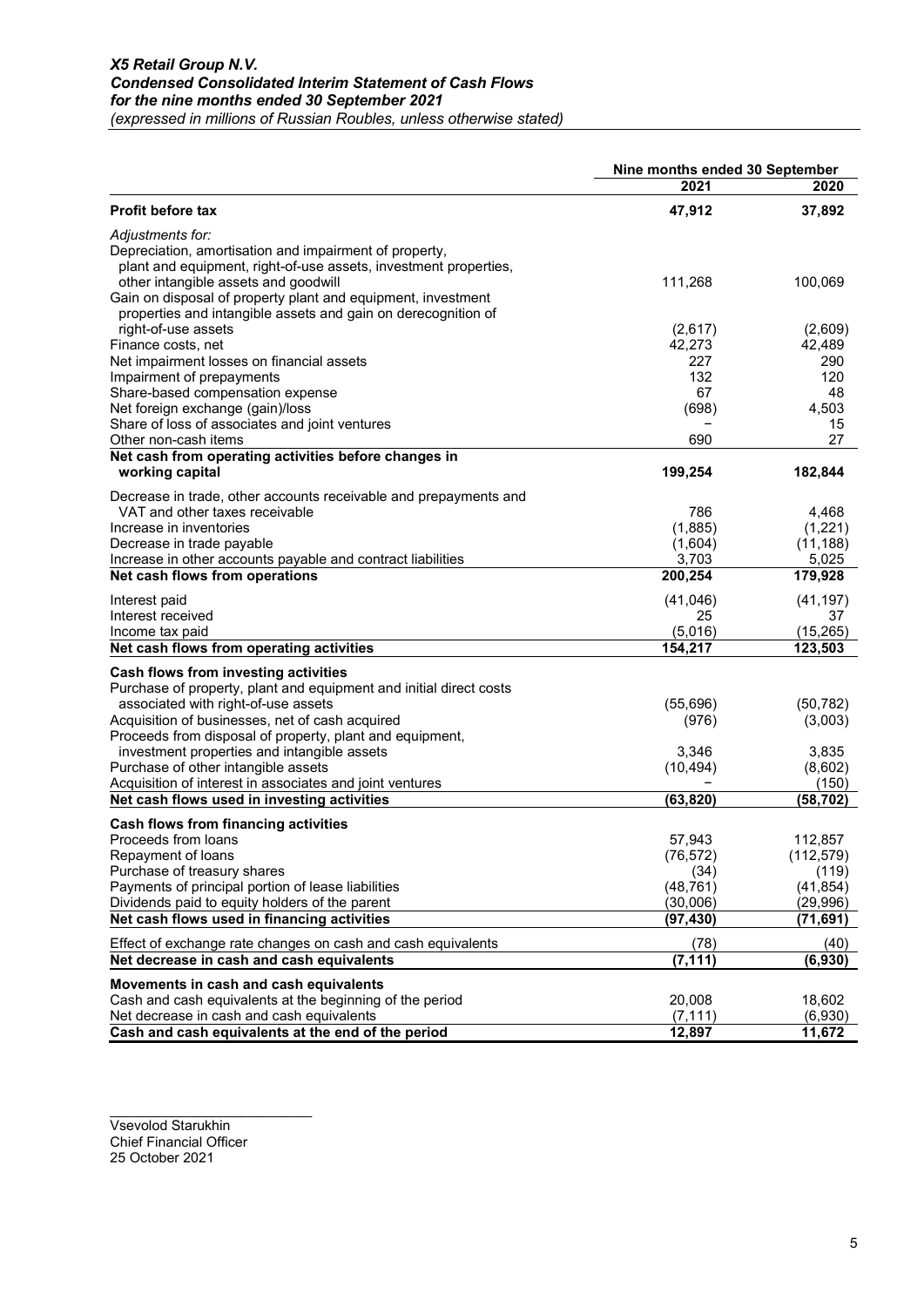***X5 Retail Group N.V.***
***Condensed Consolidated Interim Statement of Cash Flows***
***for the nine months ended 30 September 2021***
*(expressed in millions of Russian Roubles, unless otherwise stated)*

| | Nine months ended 30 September | |
|---|---|---|
| | **2021** | **2020** |
| **Profit before tax** | **47,912** | **37,892** |
| *Adjustments for:* | | |
| Depreciation, amortisation and impairment of property, plant and equipment, right-of-use assets, investment properties, other intangible assets and goodwill | 111,268 | 100,069 |
| Gain on disposal of property plant and equipment, investment properties and intangible assets and gain on derecognition of right-of-use assets | (2,617) | (2,609) |
| Finance costs, net | 42,273 | 42,489 |
| Net impairment losses on financial assets | 227 | 290 |
| Impairment of prepayments | 132 | 120 |
| Share-based compensation expense | 67 | 48 |
| Net foreign exchange (gain)/loss | (698) | 4,503 |
| Share of loss of associates and joint ventures | – | 15 |
| Other non-cash items | 690 | 27 |
| **Net cash from operating activities before changes in working capital** | **199,254** | **182,844** |
| Decrease in trade, other accounts receivable and prepayments and VAT and other taxes receivable | 786 | 4,468 |
| Increase in inventories | (1,885) | (1,221) |
| Decrease in trade payable | (1,604) | (11,188) |
| Increase in other accounts payable and contract liabilities | 3,703 | 5,025 |
| **Net cash flows from operations** | **200,254** | **179,928** |
| Interest paid | (41,046) | (41,197) |
| Interest received | 25 | 37 |
| Income tax paid | (5,016) | (15,265) |
| **Net cash flows from operating activities** | **154,217** | **123,503** |
| **Cash flows from investing activities** | | |
| Purchase of property, plant and equipment and initial direct costs associated with right-of-use assets | (55,696) | (50,782) |
| Acquisition of businesses, net of cash acquired | (976) | (3,003) |
| Proceeds from disposal of property, plant and equipment, investment properties and intangible assets | 3,346 | 3,835 |
| Purchase of other intangible assets | (10,494) | (8,602) |
| Acquisition of interest in associates and joint ventures | – | (150) |
| **Net cash flows used in investing activities** | **(63,820)** | **(58,702)** |
| **Cash flows from financing activities** | | |
| Proceeds from loans | 57,943 | 112,857 |
| Repayment of loans | (76,572) | (112,579) |
| Purchase of treasury shares | (34) | (119) |
| Payments of principal portion of lease liabilities | (48,761) | (41,854) |
| Dividends paid to equity holders of the parent | (30,006) | (29,996) |
| **Net cash flows used in financing activities** | **(97,430)** | **(71,691)** |
| Effect of exchange rate changes on cash and cash equivalents | (78) | (40) |
| **Net decrease in cash and cash equivalents** | **(7,111)** | **(6,930)** |
| **Movements in cash and cash equivalents** | | |
| Cash and cash equivalents at the beginning of the period | 20,008 | 18,602 |
| Net decrease in cash and cash equivalents | (7,111) | (6,930) |
| **Cash and cash equivalents at the end of the period** | **12,897** | **11,672** |

Vsevolod Starukhin
Chief Financial Officer
25 October 2021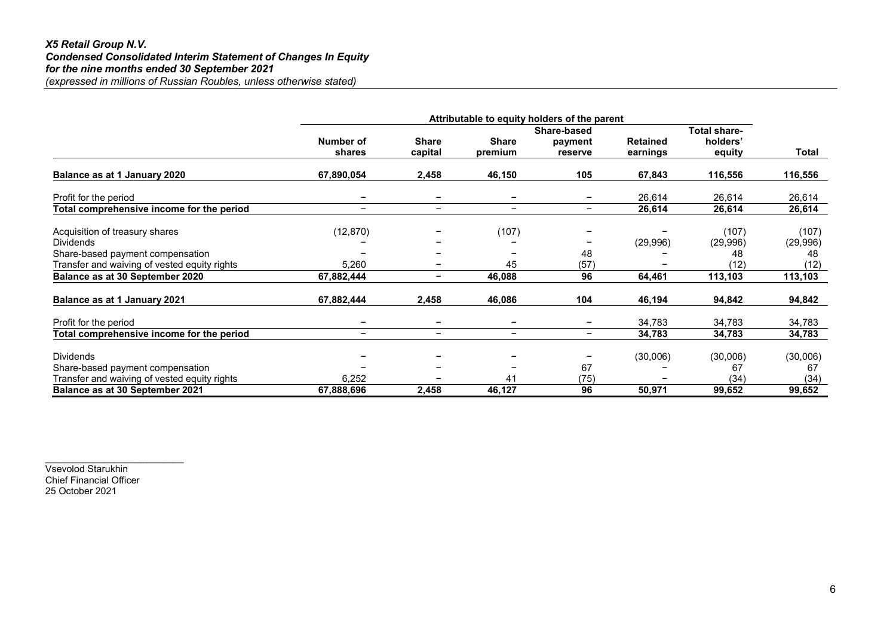*X5 Retail Group N.V.*
***Condensed Consolidated Interim Statement of Changes In Equity***
***for the nine months ended 30 September 2021***
*(expressed in millions of Russian Roubles, unless otherwise stated)*

| | Attributable to equity holders of the parent | | | | | | |
|---|---|---|---|---|---|---|---|
| | **Number of shares** | **Share capital** | **Share premium** | **Share-based payment reserve** | **Retained earnings** | **Total share-holders' equity** | **Total** |
| **Balance as at 1 January 2020** | **67,890,054** | **2,458** | **46,150** | **105** | **67,843** | **116,556** | **116,556** |
| Profit for the period | – | – | – | – | 26,614 | 26,614 | 26,614 |
| **Total comprehensive income for the period** | **–** | **–** | **–** | **–** | **26,614** | **26,614** | **26,614** |
| Acquisition of treasury shares | (12,870) | – | (107) | – | – | (107) | (107) |
| Dividends | – | – | – | – | (29,996) | (29,996) | (29,996) |
| Share-based payment compensation | – | – | – | 48 | – | 48 | 48 |
| Transfer and waiving of vested equity rights | 5,260 | – | 45 | (57) | – | (12) | (12) |
| **Balance as at 30 September 2020** | **67,882,444** | **–** | **46,088** | **96** | **64,461** | **113,103** | **113,103** |
| **Balance as at 1 January 2021** | **67,882,444** | **2,458** | **46,086** | **104** | **46,194** | **94,842** | **94,842** |
| Profit for the period | – | – | – | – | 34,783 | 34,783 | 34,783 |
| **Total comprehensive income for the period** | **–** | **–** | **–** | **–** | **34,783** | **34,783** | **34,783** |
| Dividends | – | – | – | – | (30,006) | (30,006) | (30,006) |
| Share-based payment compensation | – | – | – | 67 | – | 67 | 67 |
| Transfer and waiving of vested equity rights | 6,252 | – | 41 | (75) | – | (34) | (34) |
| **Balance as at 30 September 2021** | **67,888,696** | **2,458** | **46,127** | **96** | **50,971** | **99,652** | **99,652** |

\_\_\_\_\_\_\_\_\_\_\_\_\_\_\_\_\_\_\_\_\_\_\_\_\_\_
Vsevolod Starukhin
Chief Financial Officer
25 October 2021